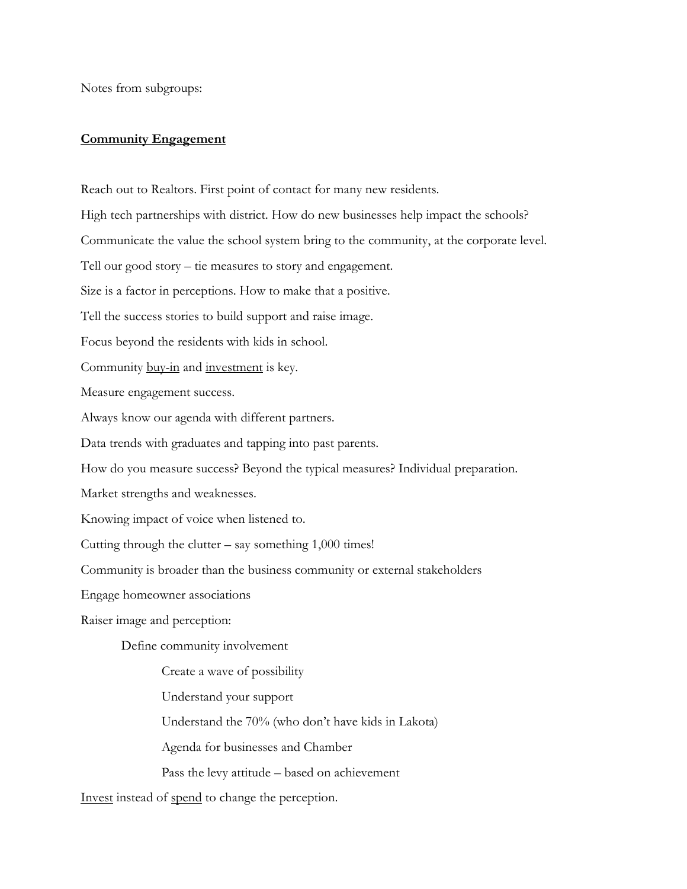Notes from subgroups:

## <u>Community Engagement</u>

Reach out to Realtors. First point of contact for many new residents.

High tech partnerships with district. How do new businesses help impact the schools?

Communicate the value the school system bring to the community, at the corporate level.

Tell our good story – tie measures to story and engagement.

Size is a factor in perceptions. How to make that a positive.

Tell the success stories to build support and raise image.

Focus beyond the residents with kids in school.

Community <u>buy-in</u> and <u>investment</u> is key.

Measure engagement success.

Always know our agenda with different partners.

Data trends with graduates and tapping into past parents.

How do you measure success? Beyond the typical measures? Individual preparation.

Market strengths and weaknesses.

Knowing impact of voice when listened to.

Cutting through the clutter – say something 1,000 times!

Community is broader than the business community or external stakeholders

Engage homeowner associations

Raiser image and perception:

- Define community involvement
  - Create a wave of possibility
  - Understand your support
  - Understand the 70% (who don't have kids in Lakota)
  - Agenda for businesses and Chamber
  - Pass the levy attitude – based on achievement

<u>Invest</u> instead of <u>spend</u> to change the perception.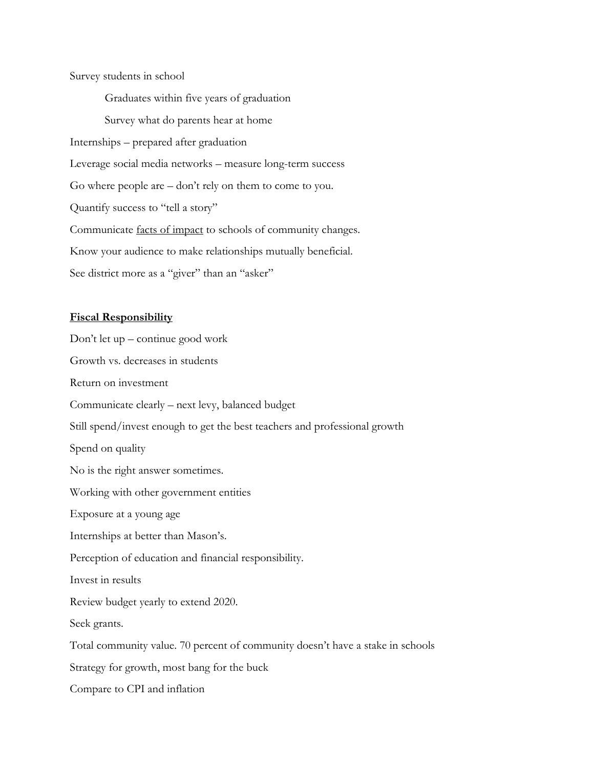Survey students in school

Graduates within five years of graduation

Survey what do parents hear at home

Internships – prepared after graduation

Leverage social media networks – measure long-term success

Go where people are – don't rely on them to come to you.

Quantify success to "tell a story"

Communicate <u>facts of impact</u> to schools of community changes.

Know your audience to make relationships mutually beneficial.

See district more as a "giver" than an "asker"

**<u>Fiscal Responsibility</u>**

Don't let up – continue good work

Growth vs. decreases in students

Return on investment

Communicate clearly – next levy, balanced budget

Still spend/invest enough to get the best teachers and professional growth

Spend on quality

No is the right answer sometimes.

Working with other government entities

Exposure at a young age

Internships at better than Mason's.

Perception of education and financial responsibility.

Invest in results

Review budget yearly to extend 2020.

Seek grants.

Total community value. 70 percent of community doesn't have a stake in schools

Strategy for growth, most bang for the buck

Compare to CPI and inflation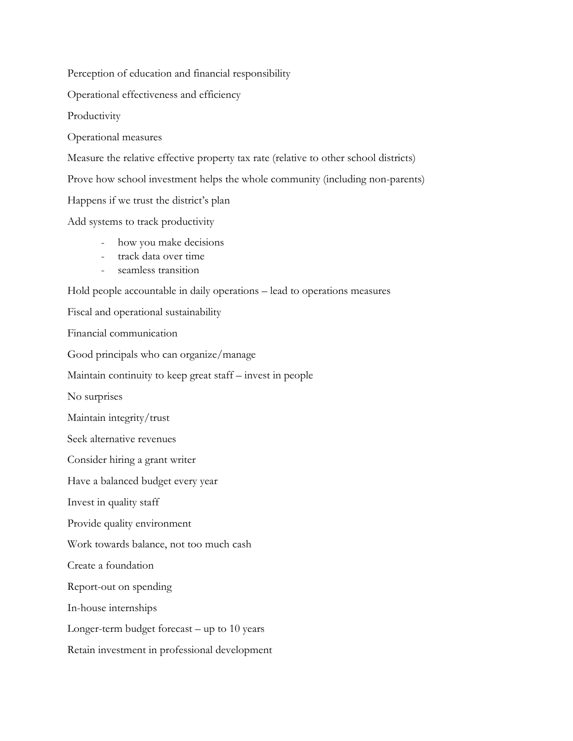Perception of education and financial responsibility

Operational effectiveness and efficiency

Productivity

Operational measures

Measure the relative effective property tax rate (relative to other school districts)

Prove how school investment helps the whole community (including non-parents)

Happens if we trust the district's plan

Add systems to track productivity

- how you make decisions
- track data over time
- seamless transition

Hold people accountable in daily operations – lead to operations measures

Fiscal and operational sustainability

Financial communication

Good principals who can organize/manage

Maintain continuity to keep great staff – invest in people

No surprises

Maintain integrity/trust

Seek alternative revenues

Consider hiring a grant writer

Have a balanced budget every year

Invest in quality staff

Provide quality environment

Work towards balance, not too much cash

Create a foundation

Report-out on spending

In-house internships

Longer-term budget forecast – up to 10 years

Retain investment in professional development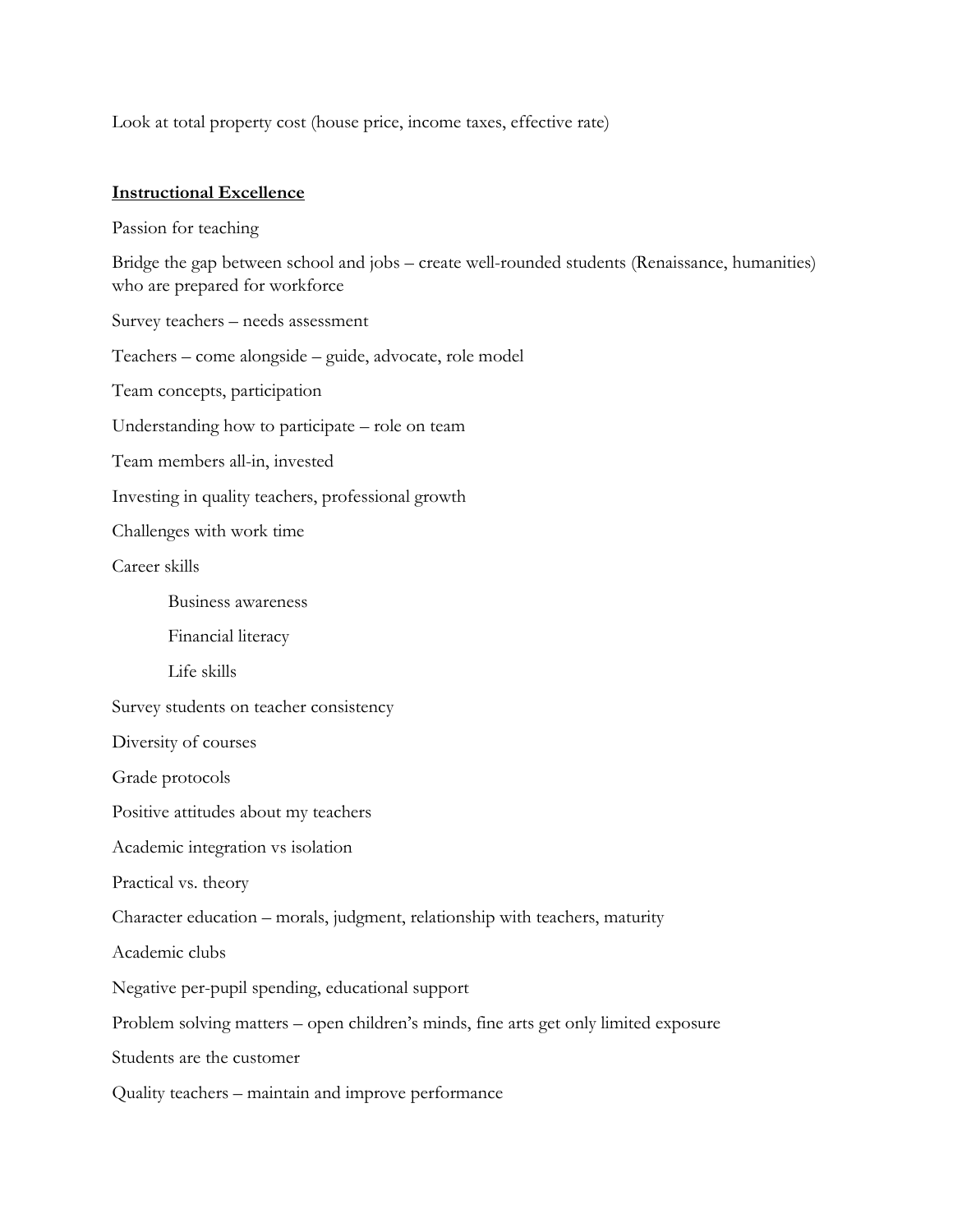Look at total property cost (house price, income taxes, effective rate)

**<u>Instructional Excellence</u>**

Passion for teaching

Bridge the gap between school and jobs – create well-rounded students (Renaissance, humanities) who are prepared for workforce

Survey teachers – needs assessment

Teachers – come alongside – guide, advocate, role model

Team concepts, participation

Understanding how to participate – role on team

Team members all-in, invested

Investing in quality teachers, professional growth

Challenges with work time

Career skills

- Business awareness
- Financial literacy
- Life skills

Survey students on teacher consistency

Diversity of courses

Grade protocols

Positive attitudes about my teachers

Academic integration vs isolation

Practical vs. theory

Character education – morals, judgment, relationship with teachers, maturity

Academic clubs

Negative per-pupil spending, educational support

Problem solving matters – open children's minds, fine arts get only limited exposure

Students are the customer

Quality teachers – maintain and improve performance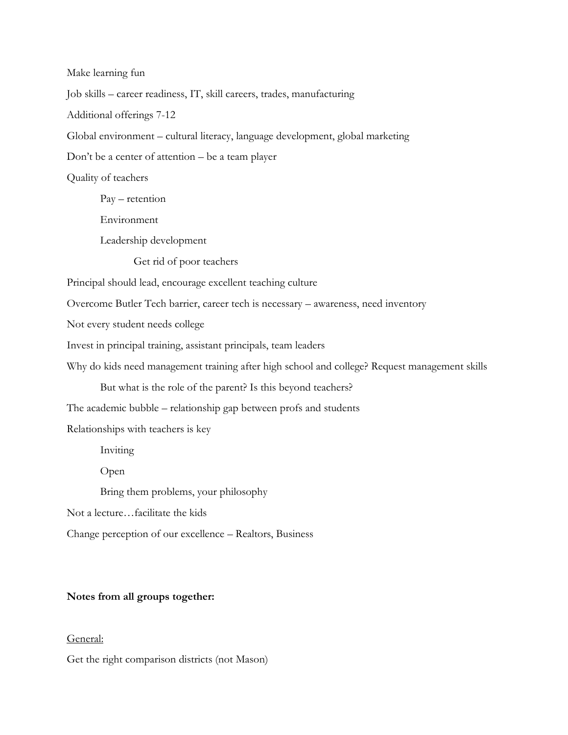Make learning fun

Job skills – career readiness, IT, skill careers, trades, manufacturing

Additional offerings 7-12

Global environment – cultural literacy, language development, global marketing

Don't be a center of attention – be a team player

Quality of teachers

- Pay – retention
- Environment
- Leadership development
    - Get rid of poor teachers

Principal should lead, encourage excellent teaching culture

Overcome Butler Tech barrier, career tech is necessary – awareness, need inventory

Not every student needs college

Invest in principal training, assistant principals, team leaders

Why do kids need management training after high school and college? Request management skills

- But what is the role of the parent? Is this beyond teachers?

The academic bubble – relationship gap between profs and students

Relationships with teachers is key

- Inviting
- Open
- Bring them problems, your philosophy

Not a lecture…facilitate the kids

Change perception of our excellence – Realtors, Business

**Notes from all groups together:**

<u>General:</u>

Get the right comparison districts (not Mason)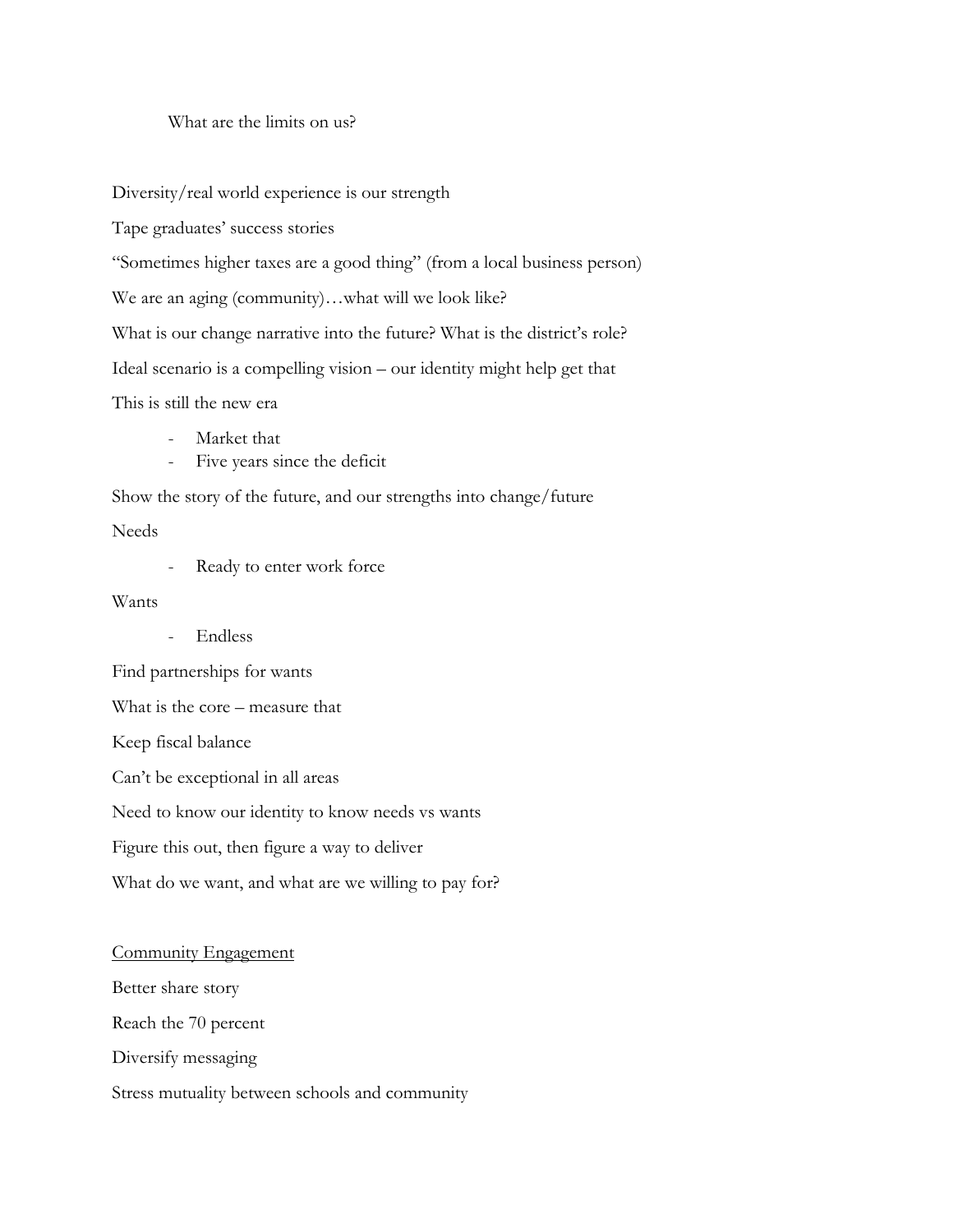What are the limits on us?

Diversity/real world experience is our strength

Tape graduates' success stories

"Sometimes higher taxes are a good thing" (from a local business person)

We are an aging (community)…what will we look like?

What is our change narrative into the future? What is the district's role?

Ideal scenario is a compelling vision – our identity might help get that

This is still the new era

- Market that
- Five years since the deficit

Show the story of the future, and our strengths into change/future

Needs

- Ready to enter work force

Wants

- Endless

Find partnerships for wants

What is the core – measure that

Keep fiscal balance

Can't be exceptional in all areas

Need to know our identity to know needs vs wants

Figure this out, then figure a way to deliver

What do we want, and what are we willing to pay for?

<u>Community Engagement</u>

Better share story

Reach the 70 percent

Diversify messaging

Stress mutuality between schools and community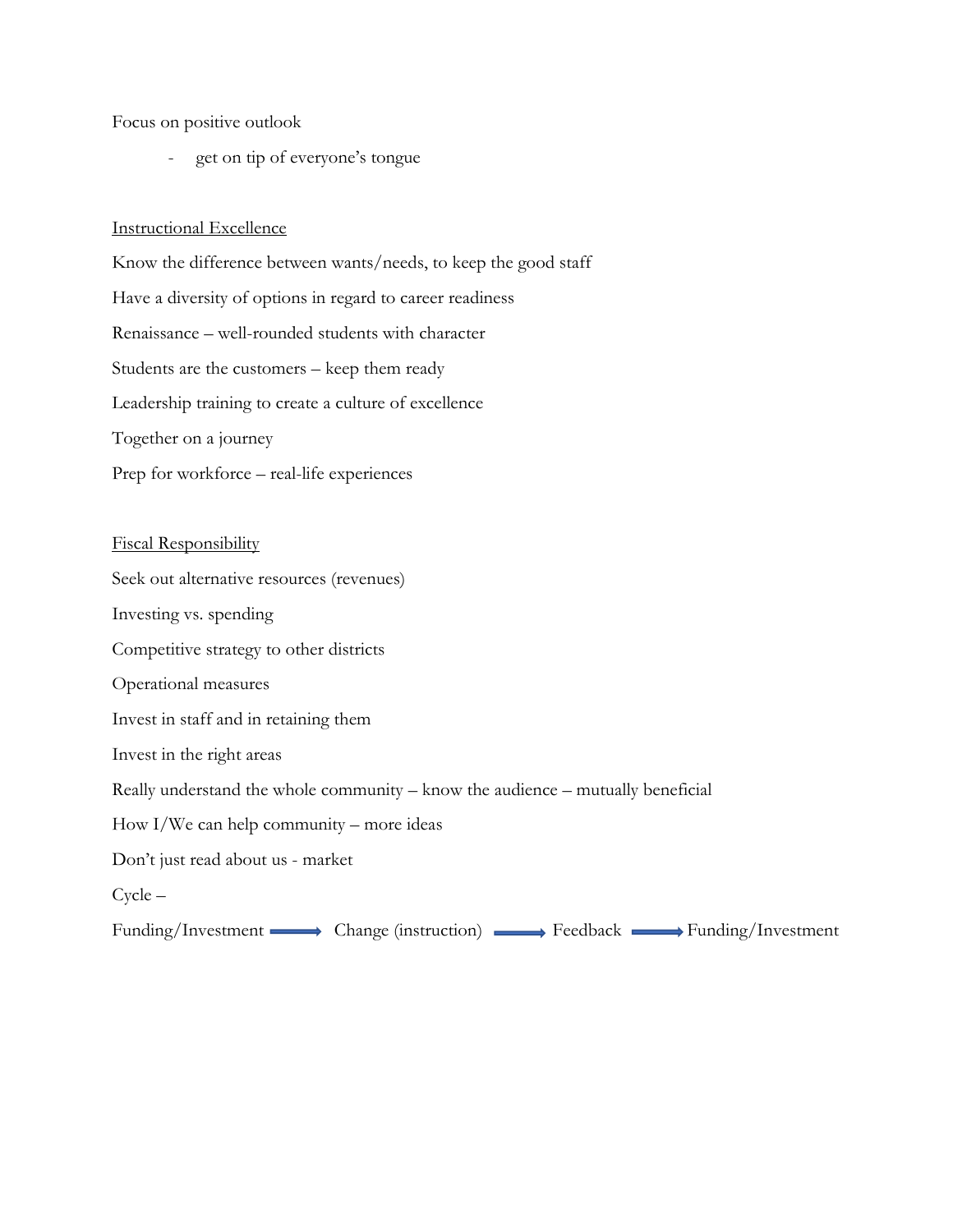Focus on positive outlook

- get on tip of everyone's tongue

<u>Instructional Excellence</u>

Know the difference between wants/needs, to keep the good staff

Have a diversity of options in regard to career readiness

Renaissance – well-rounded students with character

Students are the customers – keep them ready

Leadership training to create a culture of excellence

Together on a journey

Prep for workforce – real-life experiences

<u>Fiscal Responsibility</u>

Seek out alternative resources (revenues)

Investing vs. spending

Competitive strategy to other districts

Operational measures

Invest in staff and in retaining them

Invest in the right areas

Really understand the whole community – know the audience – mutually beneficial

How I/We can help community – more ideas

Don't just read about us - market

Cycle –

Funding/Investment → Change (instruction) → Feedback → Funding/Investment